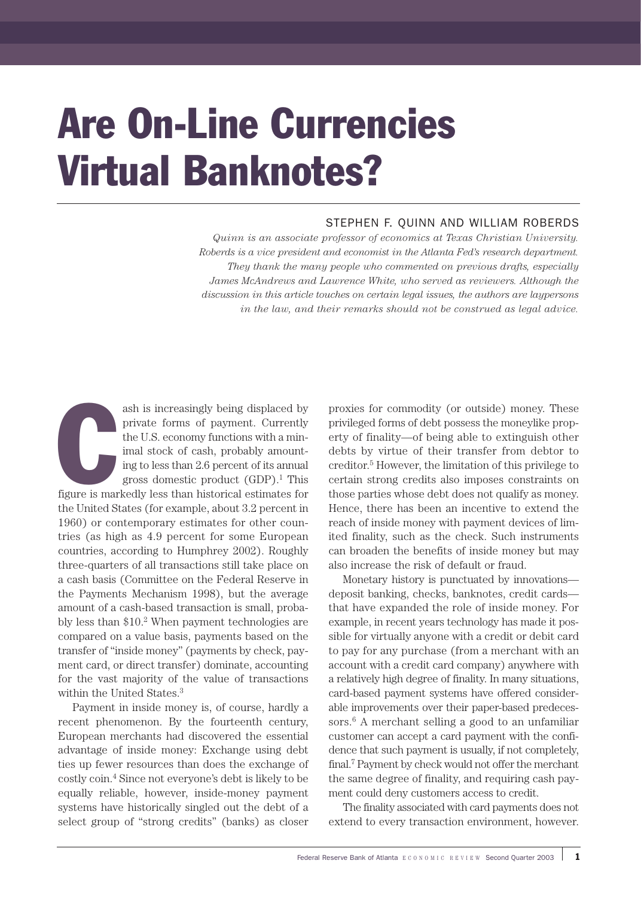# Are On-Line Currencies Virtual Banknotes?

STEPHEN F. QUINN AND WILLIAM ROBERDS

*Quinn is an associate professor of economics at Texas Christian University. Roberds is a vice president and economist in the Atlanta Fed's research department. They thank the many people who commented on previous drafts, especially James McAndrews and Lawrence White, who served as reviewers. Although the discussion in this article touches on certain legal issues, the authors are laypersons in the law, and their remarks should not be construed as legal advice.*

Cash is increasingly being displaced by private forms of payment. Currently the U.S. economy functions with a minimal stock of cash, probably amounting to less than 2.6 percent of its annual gross domestic product (GDP).[1] This figure is markedly less than historical estimates for the United States (for example, about 3.2 percent in 1960) or contemporary estimates for other countries (as high as 4.9 percent for some European countries, according to Humphrey 2002). Roughly three-quarters of all transactions still take place on a cash basis (Committee on the Federal Reserve in the Payments Mechanism 1998), but the average amount of a cash-based transaction is small, probably less than \$10.[2] When payment technologies are compared on a value basis, payments based on the transfer of "inside money" (payments by check, payment card, or direct transfer) dominate, accounting for the vast majority of the value of transactions within the United States.[3]

Payment in inside money is, of course, hardly a recent phenomenon. By the fourteenth century, European merchants had discovered the essential advantage of inside money: Exchange using debt ties up fewer resources than does the exchange of costly coin.[4] Since not everyone's debt is likely to be equally reliable, however, inside-money payment systems have historically singled out the debt of a select group of "strong credits" (banks) as closer proxies for commodity (or outside) money. These privileged forms of debt possess the moneylike property of finality—of being able to extinguish other debts by virtue of their transfer from debtor to creditor.[5] However, the limitation of this privilege to certain strong credits also imposes constraints on those parties whose debt does not qualify as money. Hence, there has been an incentive to extend the reach of inside money with payment devices of limited finality, such as the check. Such instruments can broaden the benefits of inside money but may also increase the risk of default or fraud.

Monetary history is punctuated by innovations—deposit banking, checks, banknotes, credit cards—that have expanded the role of inside money. For example, in recent years technology has made it possible for virtually anyone with a credit or debit card to pay for any purchase (from a merchant with an account with a credit card company) anywhere with a relatively high degree of finality. In many situations, card-based payment systems have offered considerable improvements over their paper-based predecessors.[6] A merchant selling a good to an unfamiliar customer can accept a card payment with the confidence that such payment is usually, if not completely, final.[7] Payment by check would not offer the merchant the same degree of finality, and requiring cash payment could deny customers access to credit.

The finality associated with card payments does not extend to every transaction environment, however.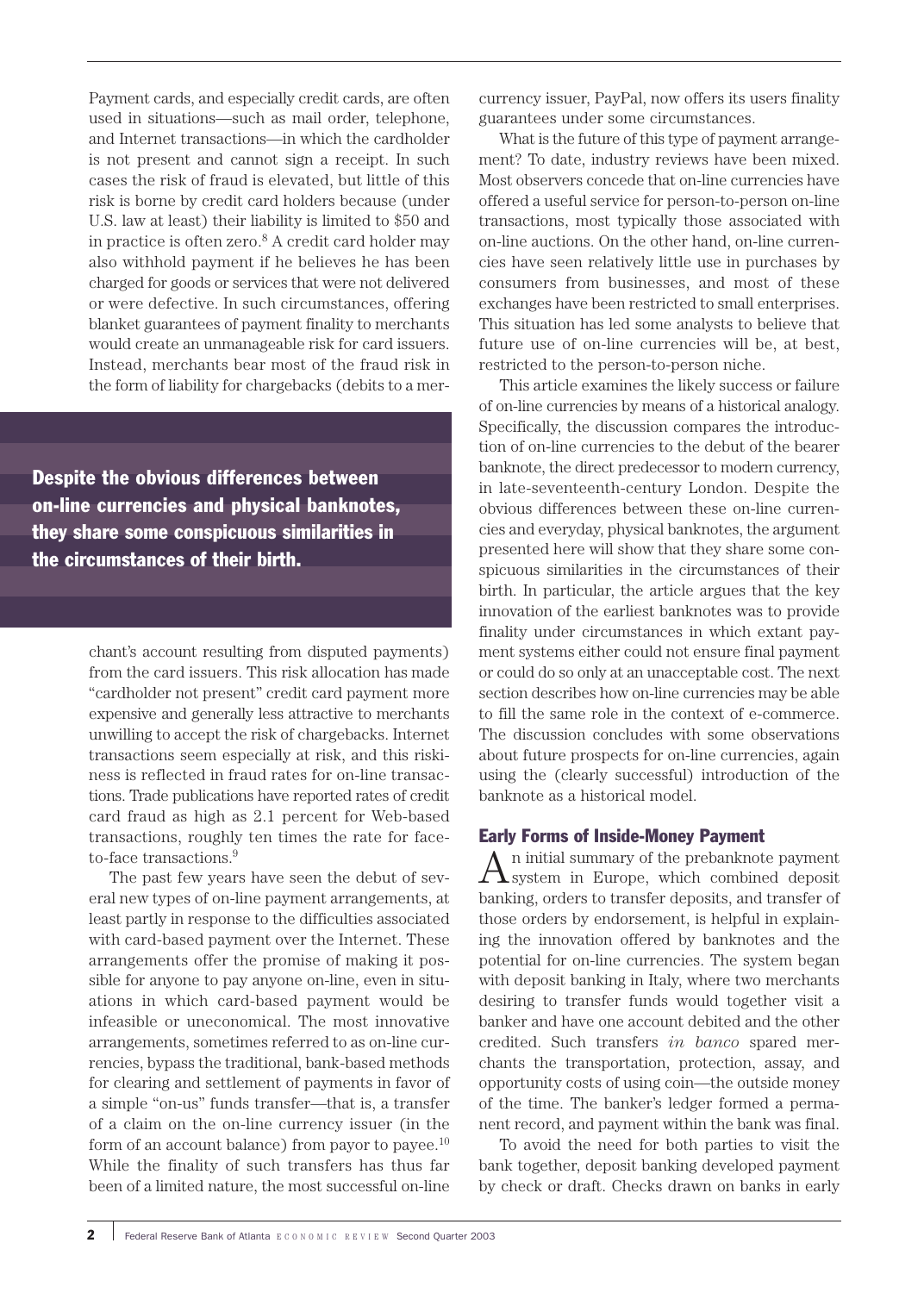Payment cards, and especially credit cards, are often used in situations—such as mail order, telephone, and Internet transactions—in which the cardholder is not present and cannot sign a receipt. In such cases the risk of fraud is elevated, but little of this risk is borne by credit card holders because (under U.S. law at least) their liability is limited to $50 and in practice is often zero.[8] A credit card holder may also withhold payment if he believes he has been charged for goods or services that were not delivered or were defective. In such circumstances, offering blanket guarantees of payment finality to merchants would create an unmanageable risk for card issuers. Instead, merchants bear most of the fraud risk in the form of liability for chargebacks (debits to a merchant's account resulting from disputed payments) from the card issuers. This risk allocation has made "cardholder not present" credit card payment more expensive and generally less attractive to merchants unwilling to accept the risk of chargebacks. Internet transactions seem especially at risk, and this riskiness is reflected in fraud rates for on-line transactions. Trade publications have reported rates of credit card fraud as high as 2.1 percent for Web-based transactions, roughly ten times the rate for face-to-face transactions.[9]

**Despite the obvious differences between on-line currencies and physical banknotes, they share some conspicuous similarities in the circumstances of their birth.**

The past few years have seen the debut of several new types of on-line payment arrangements, at least partly in response to the difficulties associated with card-based payment over the Internet. These arrangements offer the promise of making it possible for anyone to pay anyone on-line, even in situations in which card-based payment would be infeasible or uneconomical. The most innovative arrangements, sometimes referred to as on-line currencies, bypass the traditional, bank-based methods for clearing and settlement of payments in favor of a simple "on-us" funds transfer—that is, a transfer of a claim on the on-line currency issuer (in the form of an account balance) from payor to payee.[10] While the finality of such transfers has thus far been of a limited nature, the most successful on-line currency issuer, PayPal, now offers its users finality guarantees under some circumstances.

What is the future of this type of payment arrangement? To date, industry reviews have been mixed. Most observers concede that on-line currencies have offered a useful service for person-to-person on-line transactions, most typically those associated with on-line auctions. On the other hand, on-line currencies have seen relatively little use in purchases by consumers from businesses, and most of these exchanges have been restricted to small enterprises. This situation has led some analysts to believe that future use of on-line currencies will be, at best, restricted to the person-to-person niche.

This article examines the likely success or failure of on-line currencies by means of a historical analogy. Specifically, the discussion compares the introduction of on-line currencies to the debut of the bearer banknote, the direct predecessor to modern currency, in late-seventeenth-century London. Despite the obvious differences between these on-line currencies and everyday, physical banknotes, the argument presented here will show that they share some conspicuous similarities in the circumstances of their birth. In particular, the article argues that the key innovation of the earliest banknotes was to provide finality under circumstances in which extant payment systems either could not ensure final payment or could do so only at an unacceptable cost. The next section describes how on-line currencies may be able to fill the same role in the context of e-commerce. The discussion concludes with some observations about future prospects for on-line currencies, again using the (clearly successful) introduction of the banknote as a historical model.

## Early Forms of Inside-Money Payment

An initial summary of the prebanknote payment system in Europe, which combined deposit banking, orders to transfer deposits, and transfer of those orders by endorsement, is helpful in explaining the innovation offered by banknotes and the potential for on-line currencies. The system began with deposit banking in Italy, where two merchants desiring to transfer funds would together visit a banker and have one account debited and the other credited. Such transfers *in banco* spared merchants the transportation, protection, assay, and opportunity costs of using coin—the outside money of the time. The banker's ledger formed a permanent record, and payment within the bank was final.

To avoid the need for both parties to visit the bank together, deposit banking developed payment by check or draft. Checks drawn on banks in early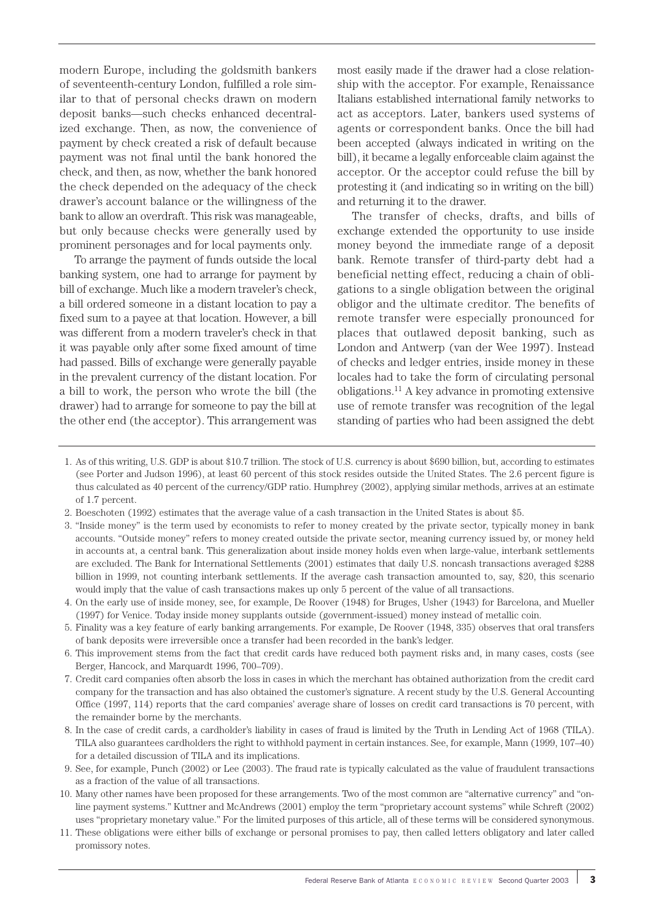modern Europe, including the goldsmith bankers of seventeenth-century London, fulfilled a role similar to that of personal checks drawn on modern deposit banks—such checks enhanced decentralized exchange. Then, as now, the convenience of payment by check created a risk of default because payment was not final until the bank honored the check, and then, as now, whether the bank honored the check depended on the adequacy of the check drawer's account balance or the willingness of the bank to allow an overdraft. This risk was manageable, but only because checks were generally used by prominent personages and for local payments only.

To arrange the payment of funds outside the local banking system, one had to arrange for payment by bill of exchange. Much like a modern traveler's check, a bill ordered someone in a distant location to pay a fixed sum to a payee at that location. However, a bill was different from a modern traveler's check in that it was payable only after some fixed amount of time had passed. Bills of exchange were generally payable in the prevalent currency of the distant location. For a bill to work, the person who wrote the bill (the drawer) had to arrange for someone to pay the bill at the other end (the acceptor). This arrangement was most easily made if the drawer had a close relationship with the acceptor. For example, Renaissance Italians established international family networks to act as acceptors. Later, bankers used systems of agents or correspondent banks. Once the bill had been accepted (always indicated in writing on the bill), it became a legally enforceable claim against the acceptor. Or the acceptor could refuse the bill by protesting it (and indicating so in writing on the bill) and returning it to the drawer.

The transfer of checks, drafts, and bills of exchange extended the opportunity to use inside money beyond the immediate range of a deposit bank. Remote transfer of third-party debt had a beneficial netting effect, reducing a chain of obligations to a single obligation between the original obligor and the ultimate creditor. The benefits of remote transfer were especially pronounced for places that outlawed deposit banking, such as London and Antwerp (van der Wee 1997). Instead of checks and ledger entries, inside money in these locales had to take the form of circulating personal obligations.[11] A key advance in promoting extensive use of remote transfer was recognition of the legal standing of parties who had been assigned the debt

---

1. As of this writing, U.S. GDP is about $10.7 trillion. The stock of U.S. currency is about $690 billion, but, according to estimates (see Porter and Judson 1996), at least 60 percent of this stock resides outside the United States. The 2.6 percent figure is thus calculated as 40 percent of the currency/GDP ratio. Humphrey (2002), applying similar methods, arrives at an estimate of 1.7 percent.
2. Boeschoten (1992) estimates that the average value of a cash transaction in the United States is about $5.
3. "Inside money" is the term used by economists to refer to money created by the private sector, typically money in bank accounts. "Outside money" refers to money created outside the private sector, meaning currency issued by, or money held in accounts at, a central bank. This generalization about inside money holds even when large-value, interbank settlements are excluded. The Bank for International Settlements (2001) estimates that daily U.S. noncash transactions averaged $288 billion in 1999, not counting interbank settlements. If the average cash transaction amounted to, say, $20, this scenario would imply that the value of cash transactions makes up only 5 percent of the value of all transactions.
4. On the early use of inside money, see, for example, De Roover (1948) for Bruges, Usher (1943) for Barcelona, and Mueller (1997) for Venice. Today inside money supplants outside (government-issued) money instead of metallic coin.
5. Finality was a key feature of early banking arrangements. For example, De Roover (1948, 335) observes that oral transfers of bank deposits were irreversible once a transfer had been recorded in the bank's ledger.
6. This improvement stems from the fact that credit cards have reduced both payment risks and, in many cases, costs (see Berger, Hancock, and Marquardt 1996, 700–709).
7. Credit card companies often absorb the loss in cases in which the merchant has obtained authorization from the credit card company for the transaction and has also obtained the customer's signature. A recent study by the U.S. General Accounting Office (1997, 114) reports that the card companies' average share of losses on credit card transactions is 70 percent, with the remainder borne by the merchants.
8. In the case of credit cards, a cardholder's liability in cases of fraud is limited by the Truth in Lending Act of 1968 (TILA). TILA also guarantees cardholders the right to withhold payment in certain instances. See, for example, Mann (1999, 107–40) for a detailed discussion of TILA and its implications.
9. See, for example, Punch (2002) or Lee (2003). The fraud rate is typically calculated as the value of fraudulent transactions as a fraction of the value of all transactions.
10. Many other names have been proposed for these arrangements. Two of the most common are "alternative currency" and "online payment systems." Kuttner and McAndrews (2001) employ the term "proprietary account systems" while Schreft (2002) uses "proprietary monetary value." For the limited purposes of this article, all of these terms will be considered synonymous.
11. These obligations were either bills of exchange or personal promises to pay, then called letters obligatory and later called promissory notes.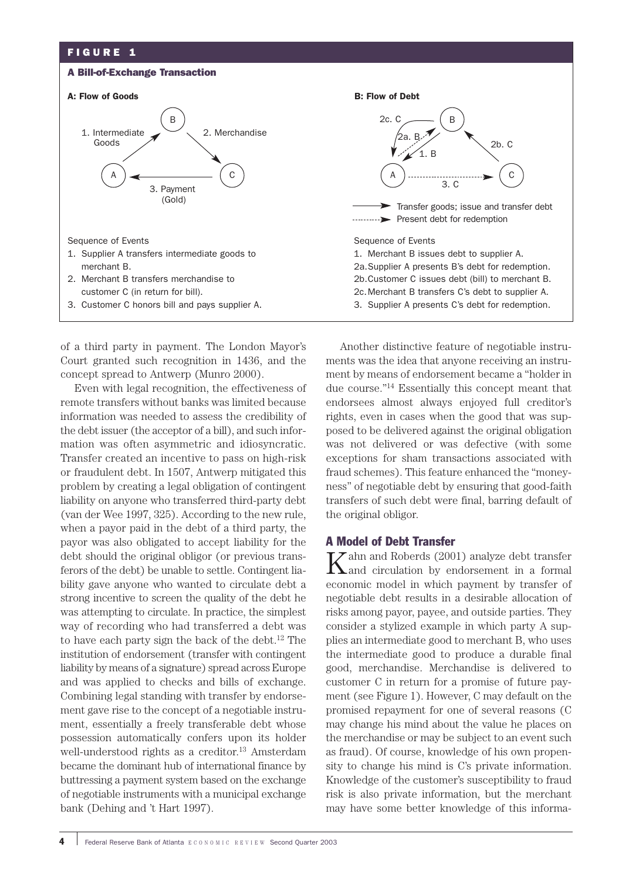**FIGURE 1**

**A Bill-of-Exchange Transaction**

**A: Flow of Goods**

1. Intermediate Goods
2. Merchandise
3. Payment (Gold)

Sequence of Events

1. Supplier A transfers intermediate goods to merchant B.
2. Merchant B transfers merchandise to customer C (in return for bill).
3. Customer C honors bill and pays supplier A.

**B: Flow of Debt**

Transfer goods; issue and transfer debt

Present debt for redemption

Sequence of Events

1. Merchant B issues debt to supplier A.

2a. Supplier A presents B's debt for redemption.

2b. Customer C issues debt (bill) to merchant B.

2c. Merchant B transfers C's debt to supplier A.

3. Supplier A presents C's debt for redemption.

of a third party in payment. The London Mayor's Court granted such recognition in 1436, and the concept spread to Antwerp (Munro 2000).

Even with legal recognition, the effectiveness of remote transfers without banks was limited because information was needed to assess the credibility of the debt issuer (the acceptor of a bill), and such information was often asymmetric and idiosyncratic. Transfer created an incentive to pass on high-risk or fraudulent debt. In 1507, Antwerp mitigated this problem by creating a legal obligation of contingent liability on anyone who transferred third-party debt (van der Wee 1997, 325). According to the new rule, when a payor paid in the debt of a third party, the payor was also obligated to accept liability for the debt should the original obligor (or previous transferors of the debt) be unable to settle. Contingent liability gave anyone who wanted to circulate debt a strong incentive to screen the quality of the debt he was attempting to circulate. In practice, the simplest way of recording who had transferred a debt was to have each party sign the back of the debt.[12] The institution of endorsement (transfer with contingent liability by means of a signature) spread across Europe and was applied to checks and bills of exchange. Combining legal standing with transfer by endorsement gave rise to the concept of a negotiable instrument, essentially a freely transferable debt whose possession automatically confers upon its holder well-understood rights as a creditor.[13] Amsterdam became the dominant hub of international finance by buttressing a payment system based on the exchange of negotiable instruments with a municipal exchange bank (Dehing and 't Hart 1997).

Another distinctive feature of negotiable instruments was the idea that anyone receiving an instrument by means of endorsement became a "holder in due course."[14] Essentially this concept meant that endorsees almost always enjoyed full creditor's rights, even in cases when the good that was supposed to be delivered against the original obligation was not delivered or was defective (with some exceptions for sham transactions associated with fraud schemes). This feature enhanced the "moneyness" of negotiable debt by ensuring that good-faith transfers of such debt were final, barring default of the original obligor.

## A Model of Debt Transfer

Kahn and Roberds (2001) analyze debt transfer and circulation by endorsement in a formal economic model in which payment by transfer of negotiable debt results in a desirable allocation of risks among payor, payee, and outside parties. They consider a stylized example in which party A supplies an intermediate good to merchant B, who uses the intermediate good to produce a durable final good, merchandise. Merchandise is delivered to customer C in return for a promise of future payment (see Figure 1). However, C may default on the promised repayment for one of several reasons (C may change his mind about the value he places on the merchandise or may be subject to an event such as fraud). Of course, knowledge of his own propensity to change his mind is C's private information. Knowledge of the customer's susceptibility to fraud risk is also private information, but the merchant may have some better knowledge of this informa-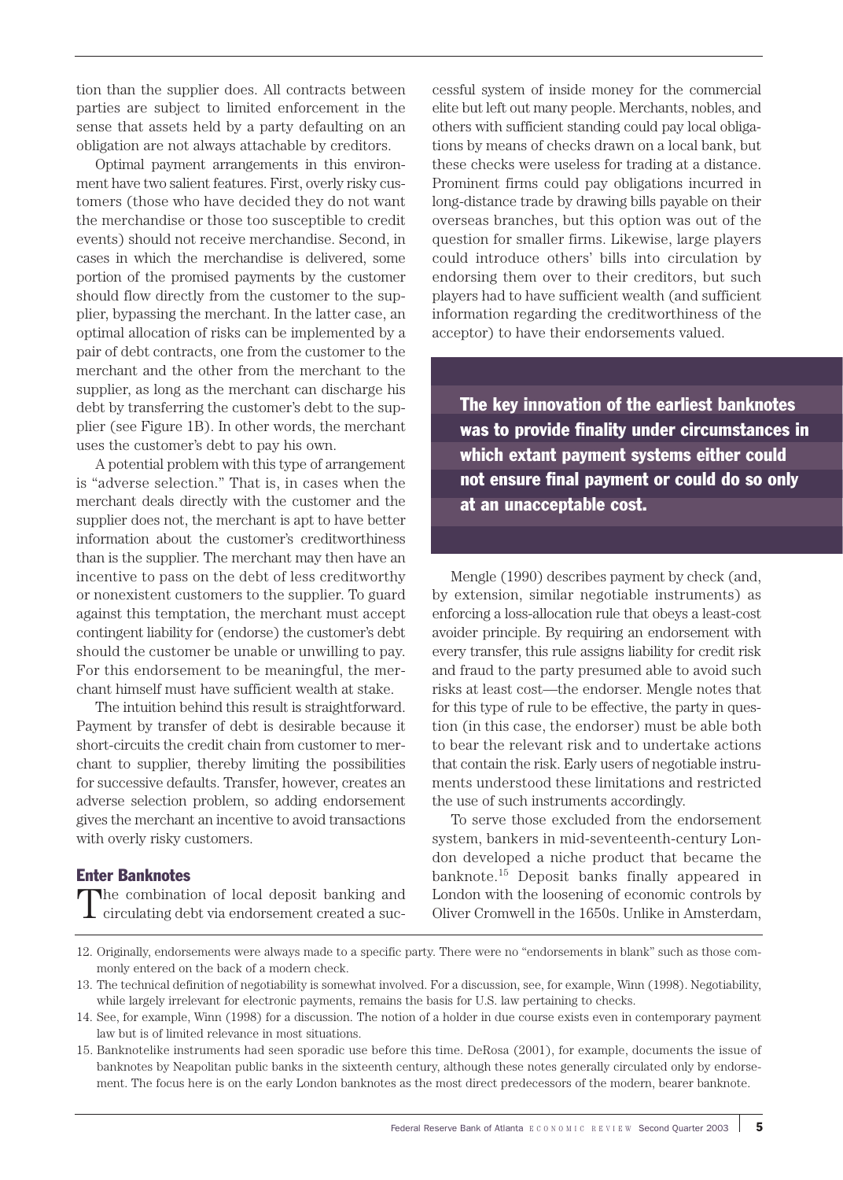tion than the supplier does. All contracts between parties are subject to limited enforcement in the sense that assets held by a party defaulting on an obligation are not always attachable by creditors.

Optimal payment arrangements in this environment have two salient features. First, overly risky customers (those who have decided they do not want the merchandise or those too susceptible to credit events) should not receive merchandise. Second, in cases in which the merchandise is delivered, some portion of the promised payments by the customer should flow directly from the customer to the supplier, bypassing the merchant. In the latter case, an optimal allocation of risks can be implemented by a pair of debt contracts, one from the customer to the merchant and the other from the merchant to the supplier, as long as the merchant can discharge his debt by transferring the customer's debt to the supplier (see Figure 1B). In other words, the merchant uses the customer's debt to pay his own.

A potential problem with this type of arrangement is "adverse selection." That is, in cases when the merchant deals directly with the customer and the supplier does not, the merchant is apt to have better information about the customer's creditworthiness than is the supplier. The merchant may then have an incentive to pass on the debt of less creditworthy or nonexistent customers to the supplier. To guard against this temptation, the merchant must accept contingent liability for (endorse) the customer's debt should the customer be unable or unwilling to pay. For this endorsement to be meaningful, the merchant himself must have sufficient wealth at stake.

The intuition behind this result is straightforward. Payment by transfer of debt is desirable because it short-circuits the credit chain from customer to merchant to supplier, thereby limiting the possibilities for successive defaults. Transfer, however, creates an adverse selection problem, so adding endorsement gives the merchant an incentive to avoid transactions with overly risky customers.

## Enter Banknotes

The combination of local deposit banking and circulating debt via endorsement created a successful system of inside money for the commercial elite but left out many people. Merchants, nobles, and others with sufficient standing could pay local obligations by means of checks drawn on a local bank, but these checks were useless for trading at a distance. Prominent firms could pay obligations incurred in long-distance trade by drawing bills payable on their overseas branches, but this option was out of the question for smaller firms. Likewise, large players could introduce others' bills into circulation by endorsing them over to their creditors, but such players had to have sufficient wealth (and sufficient information regarding the creditworthiness of the acceptor) to have their endorsements valued.

> **The key innovation of the earliest banknotes was to provide finality under circumstances in which extant payment systems either could not ensure final payment or could do so only at an unacceptable cost.**

Mengle (1990) describes payment by check (and, by extension, similar negotiable instruments) as enforcing a loss-allocation rule that obeys a least-cost avoider principle. By requiring an endorsement with every transfer, this rule assigns liability for credit risk and fraud to the party presumed able to avoid such risks at least cost—the endorser. Mengle notes that for this type of rule to be effective, the party in question (in this case, the endorser) must be able both to bear the relevant risk and to undertake actions that contain the risk. Early users of negotiable instruments understood these limitations and restricted the use of such instruments accordingly.

To serve those excluded from the endorsement system, bankers in mid-seventeenth-century London developed a niche product that became the banknote.[15] Deposit banks finally appeared in London with the loosening of economic controls by Oliver Cromwell in the 1650s. Unlike in Amsterdam,

---

12. Originally, endorsements were always made to a specific party. There were no "endorsements in blank" such as those commonly entered on the back of a modern check.
13. The technical definition of negotiability is somewhat involved. For a discussion, see, for example, Winn (1998). Negotiability, while largely irrelevant for electronic payments, remains the basis for U.S. law pertaining to checks.
14. See, for example, Winn (1998) for a discussion. The notion of a holder in due course exists even in contemporary payment law but is of limited relevance in most situations.
15. Banknotelike instruments had seen sporadic use before this time. DeRosa (2001), for example, documents the issue of banknotes by Neapolitan public banks in the sixteenth century, although these notes generally circulated only by endorsement. The focus here is on the early London banknotes as the most direct predecessors of the modern, bearer banknote.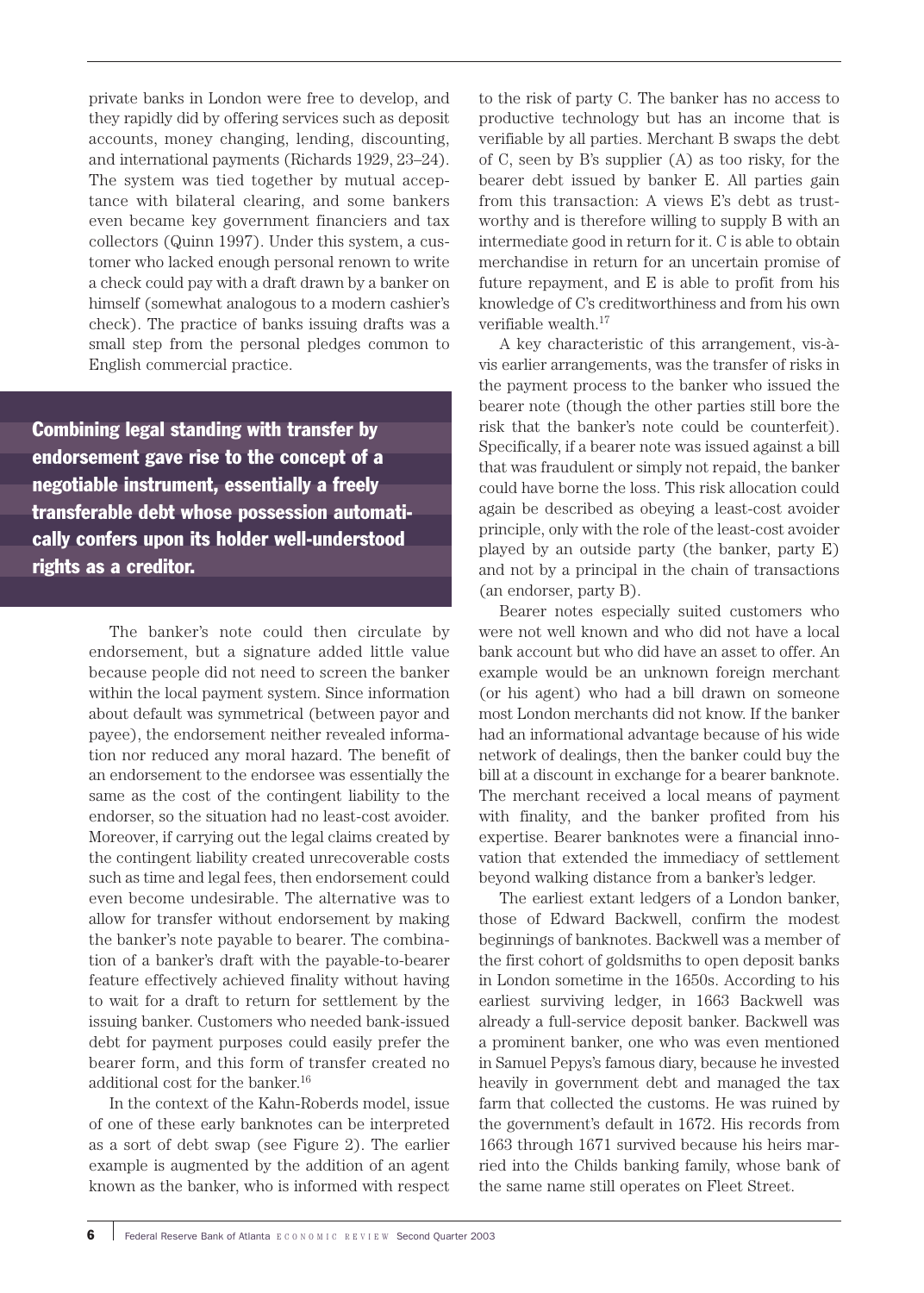private banks in London were free to develop, and they rapidly did by offering services such as deposit accounts, money changing, lending, discounting, and international payments (Richards 1929, 23–24). The system was tied together by mutual acceptance with bilateral clearing, and some bankers even became key government financiers and tax collectors (Quinn 1997). Under this system, a customer who lacked enough personal renown to write a check could pay with a draft drawn by a banker on himself (somewhat analogous to a modern cashier's check). The practice of banks issuing drafts was a small step from the personal pledges common to English commercial practice.

**Combining legal standing with transfer by endorsement gave rise to the concept of a negotiable instrument, essentially a freely transferable debt whose possession automatically confers upon its holder well-understood rights as a creditor.**

The banker's note could then circulate by endorsement, but a signature added little value because people did not need to screen the banker within the local payment system. Since information about default was symmetrical (between payor and payee), the endorsement neither revealed information nor reduced any moral hazard. The benefit of an endorsement to the endorsee was essentially the same as the cost of the contingent liability to the endorser, so the situation had no least-cost avoider. Moreover, if carrying out the legal claims created by the contingent liability created unrecoverable costs such as time and legal fees, then endorsement could even become undesirable. The alternative was to allow for transfer without endorsement by making the banker's note payable to bearer. The combination of a banker's draft with the payable-to-bearer feature effectively achieved finality without having to wait for a draft to return for settlement by the issuing banker. Customers who needed bank-issued debt for payment purposes could easily prefer the bearer form, and this form of transfer created no additional cost for the banker.[16]

In the context of the Kahn-Roberds model, issue of one of these early banknotes can be interpreted as a sort of debt swap (see Figure 2). The earlier example is augmented by the addition of an agent known as the banker, who is informed with respect to the risk of party C. The banker has no access to productive technology but has an income that is verifiable by all parties. Merchant B swaps the debt of C, seen by B's supplier (A) as too risky, for the bearer debt issued by banker E. All parties gain from this transaction: A views E's debt as trustworthy and is therefore willing to supply B with an intermediate good in return for it. C is able to obtain merchandise in return for an uncertain promise of future repayment, and E is able to profit from his knowledge of C's creditworthiness and from his own verifiable wealth.[17]

A key characteristic of this arrangement, vis-à-vis earlier arrangements, was the transfer of risks in the payment process to the banker who issued the bearer note (though the other parties still bore the risk that the banker's note could be counterfeit). Specifically, if a bearer note was issued against a bill that was fraudulent or simply not repaid, the banker could have borne the loss. This risk allocation could again be described as obeying a least-cost avoider principle, only with the role of the least-cost avoider played by an outside party (the banker, party E) and not by a principal in the chain of transactions (an endorser, party B).

Bearer notes especially suited customers who were not well known and who did not have a local bank account but who did have an asset to offer. An example would be an unknown foreign merchant (or his agent) who had a bill drawn on someone most London merchants did not know. If the banker had an informational advantage because of his wide network of dealings, then the banker could buy the bill at a discount in exchange for a bearer banknote. The merchant received a local means of payment with finality, and the banker profited from his expertise. Bearer banknotes were a financial innovation that extended the immediacy of settlement beyond walking distance from a banker's ledger.

The earliest extant ledgers of a London banker, those of Edward Backwell, confirm the modest beginnings of banknotes. Backwell was a member of the first cohort of goldsmiths to open deposit banks in London sometime in the 1650s. According to his earliest surviving ledger, in 1663 Backwell was already a full-service deposit banker. Backwell was a prominent banker, one who was even mentioned in Samuel Pepys's famous diary, because he invested heavily in government debt and managed the tax farm that collected the customs. He was ruined by the government's default in 1672. His records from 1663 through 1671 survived because his heirs married into the Childs banking family, whose bank of the same name still operates on Fleet Street.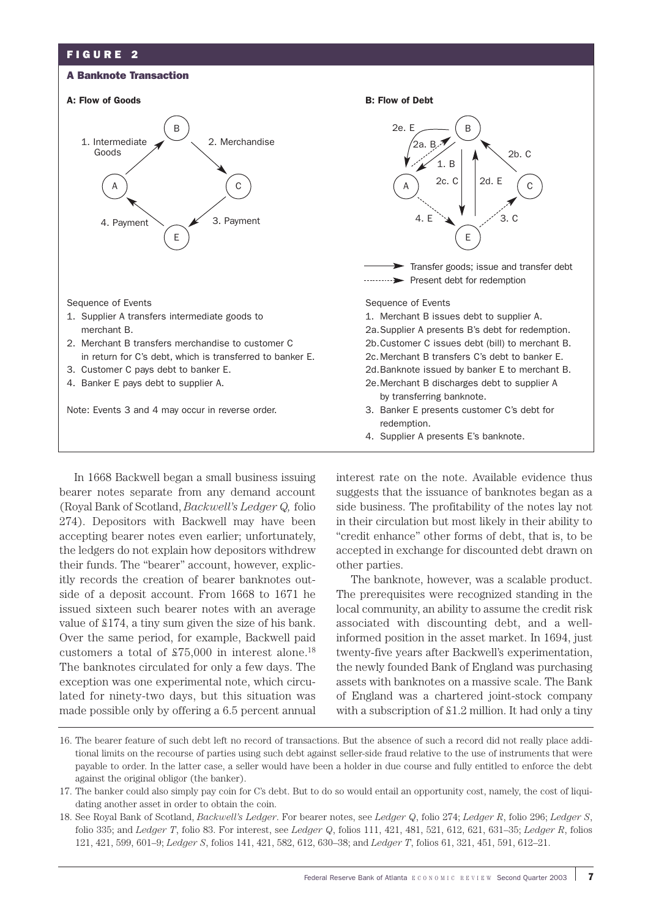**FIGURE 2**

**A Banknote Transaction**

**A: Flow of Goods**

Sequence of Events

1. Supplier A transfers intermediate goods to merchant B.
2. Merchant B transfers merchandise to customer C in return for C's debt, which is transferred to banker E.
3. Customer C pays debt to banker E.
4. Banker E pays debt to supplier A.

Note: Events 3 and 4 may occur in reverse order.

**B: Flow of Debt**

Sequence of Events

1. Merchant B issues debt to supplier A.

2a. Supplier A presents B's debt for redemption.

2b. Customer C issues debt (bill) to merchant B.

2c. Merchant B transfers C's debt to banker E.

2d. Banknote issued by banker E to merchant B.

2e. Merchant B discharges debt to supplier A by transferring banknote.

3. Banker E presents customer C's debt for redemption.
4. Supplier A presents E's banknote.

In 1668 Backwell began a small business issuing bearer notes separate from any demand account (Royal Bank of Scotland, *Backwell's Ledger Q,* folio 274). Depositors with Backwell may have been accepting bearer notes even earlier; unfortunately, the ledgers do not explain how depositors withdrew their funds. The "bearer" account, however, explicitly records the creation of bearer banknotes outside of a deposit account. From 1668 to 1671 he issued sixteen such bearer notes with an average value of £174, a tiny sum given the size of his bank. Over the same period, for example, Backwell paid customers a total of £75,000 in interest alone.[18] The banknotes circulated for only a few days. The exception was one experimental note, which circulated for ninety-two days, but this situation was made possible only by offering a 6.5 percent annual interest rate on the note. Available evidence thus suggests that the issuance of banknotes began as a side business. The profitability of the notes lay not in their circulation but most likely in their ability to "credit enhance" other forms of debt, that is, to be accepted in exchange for discounted debt drawn on other parties.

The banknote, however, was a scalable product. The prerequisites were recognized standing in the local community, an ability to assume the credit risk associated with discounting debt, and a well-informed position in the asset market. In 1694, just twenty-five years after Backwell's experimentation, the newly founded Bank of England was purchasing assets with banknotes on a massive scale. The Bank of England was a chartered joint-stock company with a subscription of £1.2 million. It had only a tiny

16. The bearer feature of such debt left no record of transactions. But the absence of such a record did not really place additional limits on the recourse of parties using such debt against seller-side fraud relative to the use of instruments that were payable to order. In the latter case, a seller would have been a holder in due course and fully entitled to enforce the debt against the original obligor (the banker).

17. The banker could also simply pay coin for C's debt. But to do so would entail an opportunity cost, namely, the cost of liquidating another asset in order to obtain the coin.

18. See Royal Bank of Scotland, *Backwell's Ledger*. For bearer notes, see *Ledger Q*, folio 274; *Ledger R*, folio 296; *Ledger S*, folio 335; and *Ledger T*, folio 83. For interest, see *Ledger Q*, folios 111, 421, 481, 521, 612, 621, 631–35; *Ledger R*, folios 121, 421, 599, 601–9; *Ledger S*, folios 141, 421, 582, 612, 630–38; and *Ledger T*, folios 61, 321, 451, 591, 612–21.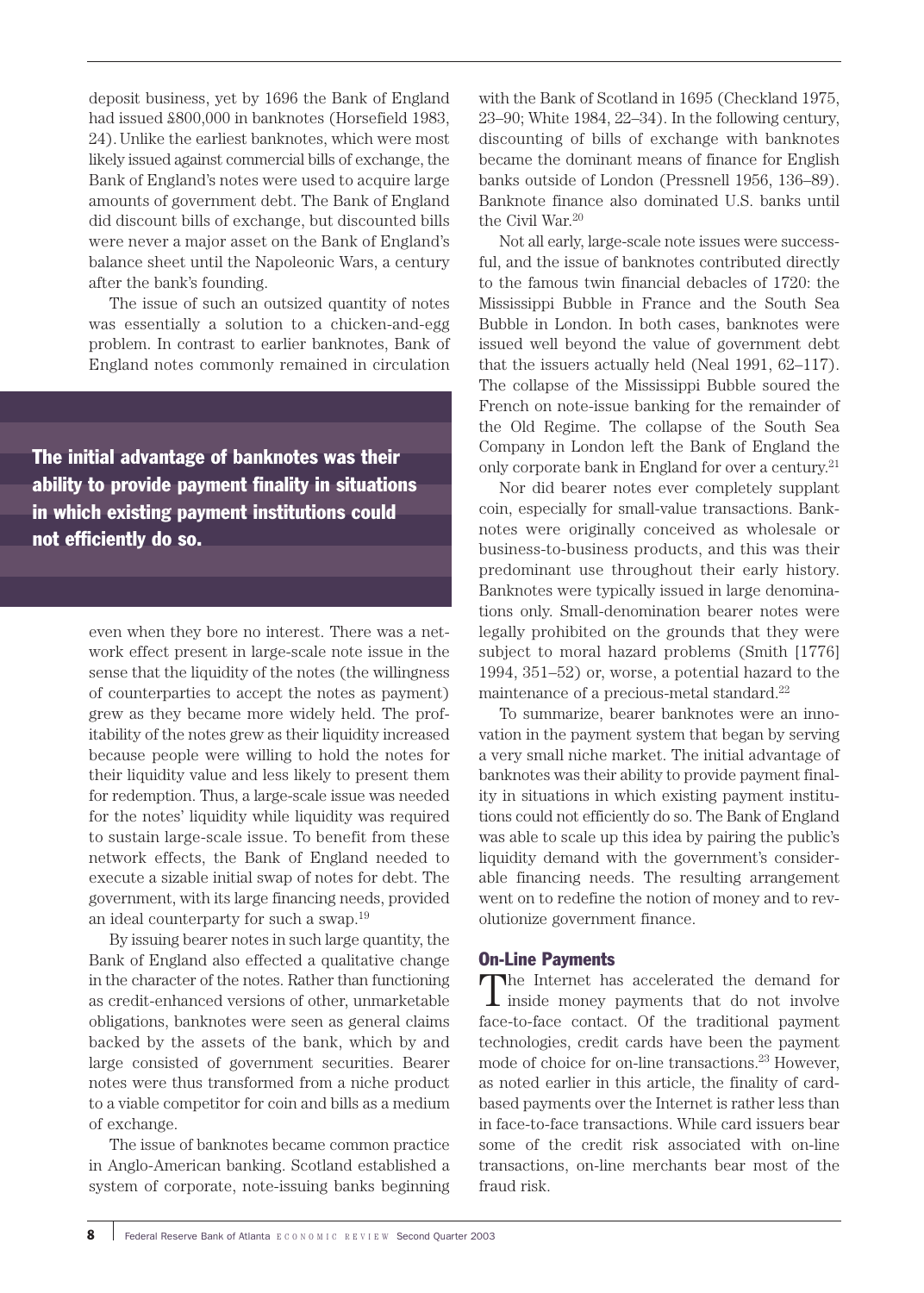deposit business, yet by 1696 the Bank of England had issued £800,000 in banknotes (Horsefield 1983, 24). Unlike the earliest banknotes, which were most likely issued against commercial bills of exchange, the Bank of England's notes were used to acquire large amounts of government debt. The Bank of England did discount bills of exchange, but discounted bills were never a major asset on the Bank of England's balance sheet until the Napoleonic Wars, a century after the bank's founding.

The issue of such an outsized quantity of notes was essentially a solution to a chicken-and-egg problem. In contrast to earlier banknotes, Bank of England notes commonly remained in circulation even when they bore no interest. There was a network effect present in large-scale note issue in the sense that the liquidity of the notes (the willingness of counterparties to accept the notes as payment) grew as they became more widely held. The profitability of the notes grew as their liquidity increased because people were willing to hold the notes for their liquidity value and less likely to present them for redemption. Thus, a large-scale issue was needed for the notes' liquidity while liquidity was required to sustain large-scale issue. To benefit from these network effects, the Bank of England needed to execute a sizable initial swap of notes for debt. The government, with its large financing needs, provided an ideal counterparty for such a swap.[19]

**The initial advantage of banknotes was their ability to provide payment finality in situations in which existing payment institutions could not efficiently do so.**

By issuing bearer notes in such large quantity, the Bank of England also effected a qualitative change in the character of the notes. Rather than functioning as credit-enhanced versions of other, unmarketable obligations, banknotes were seen as general claims backed by the assets of the bank, which by and large consisted of government securities. Bearer notes were thus transformed from a niche product to a viable competitor for coin and bills as a medium of exchange.

The issue of banknotes became common practice in Anglo-American banking. Scotland established a system of corporate, note-issuing banks beginning with the Bank of Scotland in 1695 (Checkland 1975, 23–90; White 1984, 22–34). In the following century, discounting of bills of exchange with banknotes became the dominant means of finance for English banks outside of London (Pressnell 1956, 136–89). Banknote finance also dominated U.S. banks until the Civil War.[20]

Not all early, large-scale note issues were successful, and the issue of banknotes contributed directly to the famous twin financial debacles of 1720: the Mississippi Bubble in France and the South Sea Bubble in London. In both cases, banknotes were issued well beyond the value of government debt that the issuers actually held (Neal 1991, 62–117). The collapse of the Mississippi Bubble soured the French on note-issue banking for the remainder of the Old Regime. The collapse of the South Sea Company in London left the Bank of England the only corporate bank in England for over a century.[21]

Nor did bearer notes ever completely supplant coin, especially for small-value transactions. Banknotes were originally conceived as wholesale or business-to-business products, and this was their predominant use throughout their early history. Banknotes were typically issued in large denominations only. Small-denomination bearer notes were legally prohibited on the grounds that they were subject to moral hazard problems (Smith [1776] 1994, 351–52) or, worse, a potential hazard to the maintenance of a precious-metal standard.[22]

To summarize, bearer banknotes were an innovation in the payment system that began by serving a very small niche market. The initial advantage of banknotes was their ability to provide payment finality in situations in which existing payment institutions could not efficiently do so. The Bank of England was able to scale up this idea by pairing the public's liquidity demand with the government's considerable financing needs. The resulting arrangement went on to redefine the notion of money and to revolutionize government finance.

## On-Line Payments

The Internet has accelerated the demand for inside money payments that do not involve face-to-face contact. Of the traditional payment technologies, credit cards have been the payment mode of choice for on-line transactions.[23] However, as noted earlier in this article, the finality of card-based payments over the Internet is rather less than in face-to-face transactions. While card issuers bear some of the credit risk associated with on-line transactions, on-line merchants bear most of the fraud risk.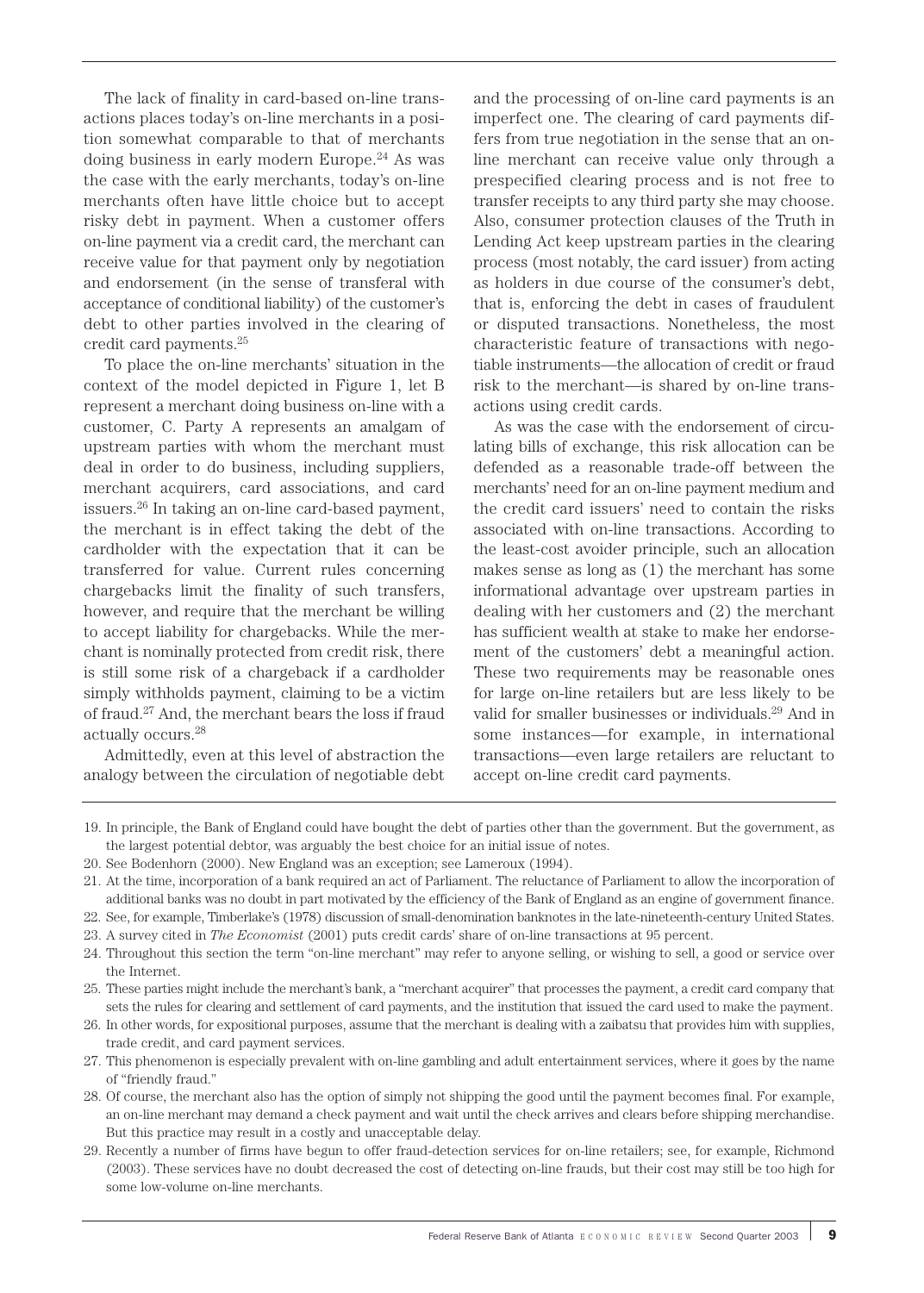The lack of finality in card-based on-line transactions places today's on-line merchants in a position somewhat comparable to that of merchants doing business in early modern Europe.[24] As was the case with the early merchants, today's on-line merchants often have little choice but to accept risky debt in payment. When a customer offers on-line payment via a credit card, the merchant can receive value for that payment only by negotiation and endorsement (in the sense of transferal with acceptance of conditional liability) of the customer's debt to other parties involved in the clearing of credit card payments.[25]

To place the on-line merchants' situation in the context of the model depicted in Figure 1, let B represent a merchant doing business on-line with a customer, C. Party A represents an amalgam of upstream parties with whom the merchant must deal in order to do business, including suppliers, merchant acquirers, card associations, and card issuers.[26] In taking an on-line card-based payment, the merchant is in effect taking the debt of the cardholder with the expectation that it can be transferred for value. Current rules concerning chargebacks limit the finality of such transfers, however, and require that the merchant be willing to accept liability for chargebacks. While the merchant is nominally protected from credit risk, there is still some risk of a chargeback if a cardholder simply withholds payment, claiming to be a victim of fraud.[27] And, the merchant bears the loss if fraud actually occurs.[28]

Admittedly, even at this level of abstraction the analogy between the circulation of negotiable debt and the processing of on-line card payments is an imperfect one. The clearing of card payments differs from true negotiation in the sense that an on-line merchant can receive value only through a prespecified clearing process and is not free to transfer receipts to any third party she may choose. Also, consumer protection clauses of the Truth in Lending Act keep upstream parties in the clearing process (most notably, the card issuer) from acting as holders in due course of the consumer's debt, that is, enforcing the debt in cases of fraudulent or disputed transactions. Nonetheless, the most characteristic feature of transactions with negotiable instruments—the allocation of credit or fraud risk to the merchant—is shared by on-line transactions using credit cards.

As was the case with the endorsement of circulating bills of exchange, this risk allocation can be defended as a reasonable trade-off between the merchants' need for an on-line payment medium and the credit card issuers' need to contain the risks associated with on-line transactions. According to the least-cost avoider principle, such an allocation makes sense as long as (1) the merchant has some informational advantage over upstream parties in dealing with her customers and (2) the merchant has sufficient wealth at stake to make her endorsement of the customers' debt a meaningful action. These two requirements may be reasonable ones for large on-line retailers but are less likely to be valid for smaller businesses or individuals.[29] And in some instances—for example, in international transactions—even large retailers are reluctant to accept on-line credit card payments.

---

19. In principle, the Bank of England could have bought the debt of parties other than the government. But the government, as the largest potential debtor, was arguably the best choice for an initial issue of notes.
20. See Bodenhorn (2000). New England was an exception; see Lameroux (1994).
21. At the time, incorporation of a bank required an act of Parliament. The reluctance of Parliament to allow the incorporation of additional banks was no doubt in part motivated by the efficiency of the Bank of England as an engine of government finance.
22. See, for example, Timberlake's (1978) discussion of small-denomination banknotes in the late-nineteenth-century United States.
23. A survey cited in *The Economist* (2001) puts credit cards' share of on-line transactions at 95 percent.
24. Throughout this section the term "on-line merchant" may refer to anyone selling, or wishing to sell, a good or service over the Internet.
25. These parties might include the merchant's bank, a "merchant acquirer" that processes the payment, a credit card company that sets the rules for clearing and settlement of card payments, and the institution that issued the card used to make the payment.
26. In other words, for expositional purposes, assume that the merchant is dealing with a zaibatsu that provides him with supplies, trade credit, and card payment services.
27. This phenomenon is especially prevalent with on-line gambling and adult entertainment services, where it goes by the name of "friendly fraud."
28. Of course, the merchant also has the option of simply not shipping the good until the payment becomes final. For example, an on-line merchant may demand a check payment and wait until the check arrives and clears before shipping merchandise. But this practice may result in a costly and unacceptable delay.
29. Recently a number of firms have begun to offer fraud-detection services for on-line retailers; see, for example, Richmond (2003). These services have no doubt decreased the cost of detecting on-line frauds, but their cost may still be too high for some low-volume on-line merchants.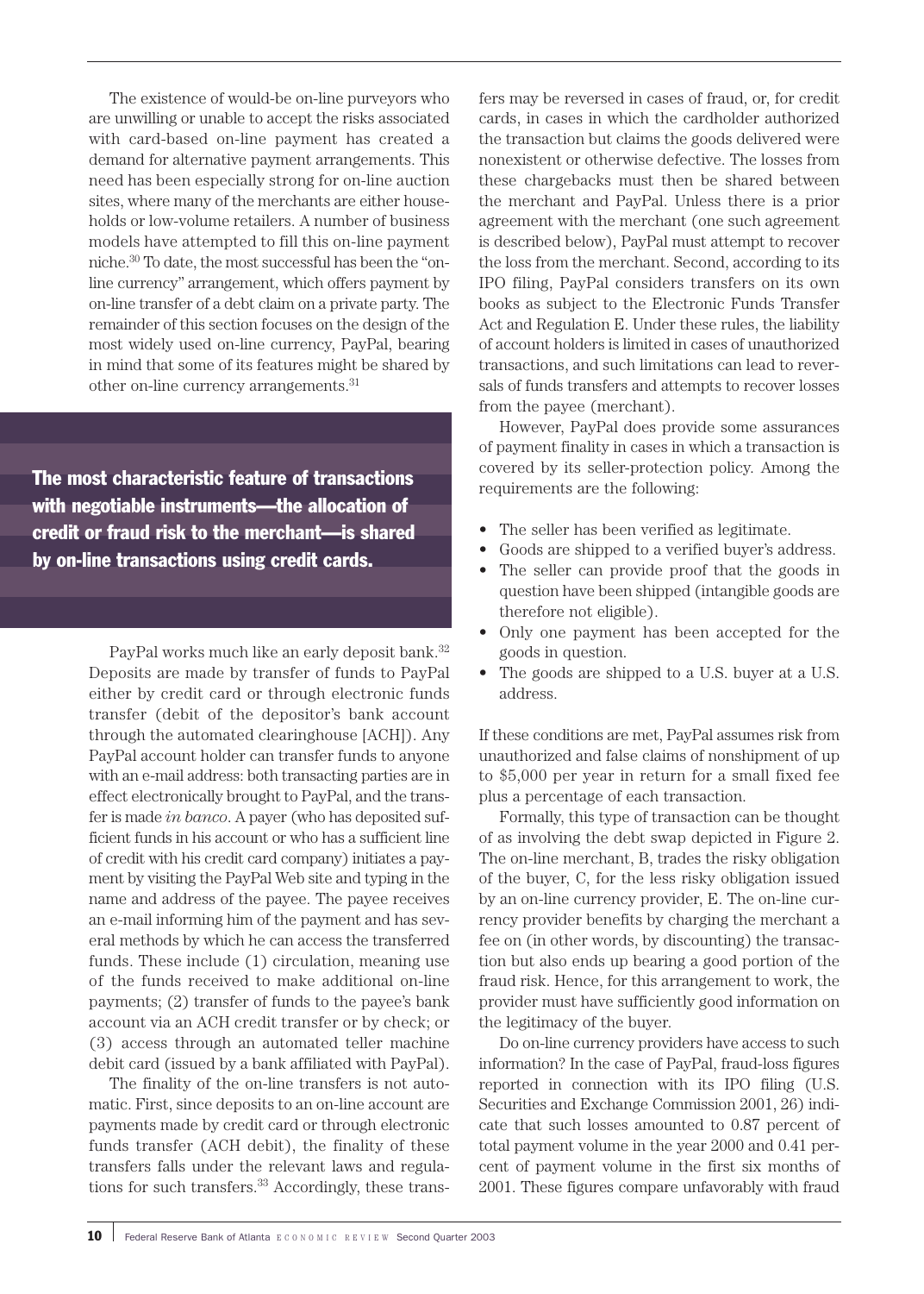The existence of would-be on-line purveyors who are unwilling or unable to accept the risks associated with card-based on-line payment has created a demand for alternative payment arrangements. This need has been especially strong for on-line auction sites, where many of the merchants are either households or low-volume retailers. A number of business models have attempted to fill this on-line payment niche.[30] To date, the most successful has been the "on-line currency" arrangement, which offers payment by on-line transfer of a debt claim on a private party. The remainder of this section focuses on the design of the most widely used on-line currency, PayPal, bearing in mind that some of its features might be shared by other on-line currency arrangements.[31]

**The most characteristic feature of transactions with negotiable instruments—the allocation of credit or fraud risk to the merchant—is shared by on-line transactions using credit cards.**

PayPal works much like an early deposit bank.[32] Deposits are made by transfer of funds to PayPal either by credit card or through electronic funds transfer (debit of the depositor's bank account through the automated clearinghouse [ACH]). Any PayPal account holder can transfer funds to anyone with an e-mail address: both transacting parties are in effect electronically brought to PayPal, and the transfer is made *in banco*. A payer (who has deposited sufficient funds in his account or who has a sufficient line of credit with his credit card company) initiates a payment by visiting the PayPal Web site and typing in the name and address of the payee. The payee receives an e-mail informing him of the payment and has several methods by which he can access the transferred funds. These include (1) circulation, meaning use of the funds received to make additional on-line payments; (2) transfer of funds to the payee's bank account via an ACH credit transfer or by check; or (3) access through an automated teller machine debit card (issued by a bank affiliated with PayPal).

The finality of the on-line transfers is not automatic. First, since deposits to an on-line account are payments made by credit card or through electronic funds transfer (ACH debit), the finality of these transfers falls under the relevant laws and regulations for such transfers.[33] Accordingly, these transfers may be reversed in cases of fraud, or, for credit cards, in cases in which the cardholder authorized the transaction but claims the goods delivered were nonexistent or otherwise defective. The losses from these chargebacks must then be shared between the merchant and PayPal. Unless there is a prior agreement with the merchant (one such agreement is described below), PayPal must attempt to recover the loss from the merchant. Second, according to its IPO filing, PayPal considers transfers on its own books as subject to the Electronic Funds Transfer Act and Regulation E. Under these rules, the liability of account holders is limited in cases of unauthorized transactions, and such limitations can lead to reversals of funds transfers and attempts to recover losses from the payee (merchant).

However, PayPal does provide some assurances of payment finality in cases in which a transaction is covered by its seller-protection policy. Among the requirements are the following:

- The seller has been verified as legitimate.
- Goods are shipped to a verified buyer's address.
- The seller can provide proof that the goods in question have been shipped (intangible goods are therefore not eligible).
- Only one payment has been accepted for the goods in question.
- The goods are shipped to a U.S. buyer at a U.S. address.

If these conditions are met, PayPal assumes risk from unauthorized and false claims of nonshipment of up to $5,000 per year in return for a small fixed fee plus a percentage of each transaction.

Formally, this type of transaction can be thought of as involving the debt swap depicted in Figure 2. The on-line merchant, B, trades the risky obligation of the buyer, C, for the less risky obligation issued by an on-line currency provider, E. The on-line currency provider benefits by charging the merchant a fee on (in other words, by discounting) the transaction but also ends up bearing a good portion of the fraud risk. Hence, for this arrangement to work, the provider must have sufficiently good information on the legitimacy of the buyer.

Do on-line currency providers have access to such information? In the case of PayPal, fraud-loss figures reported in connection with its IPO filing (U.S. Securities and Exchange Commission 2001, 26) indicate that such losses amounted to 0.87 percent of total payment volume in the year 2000 and 0.41 percent of payment volume in the first six months of 2001. These figures compare unfavorably with fraud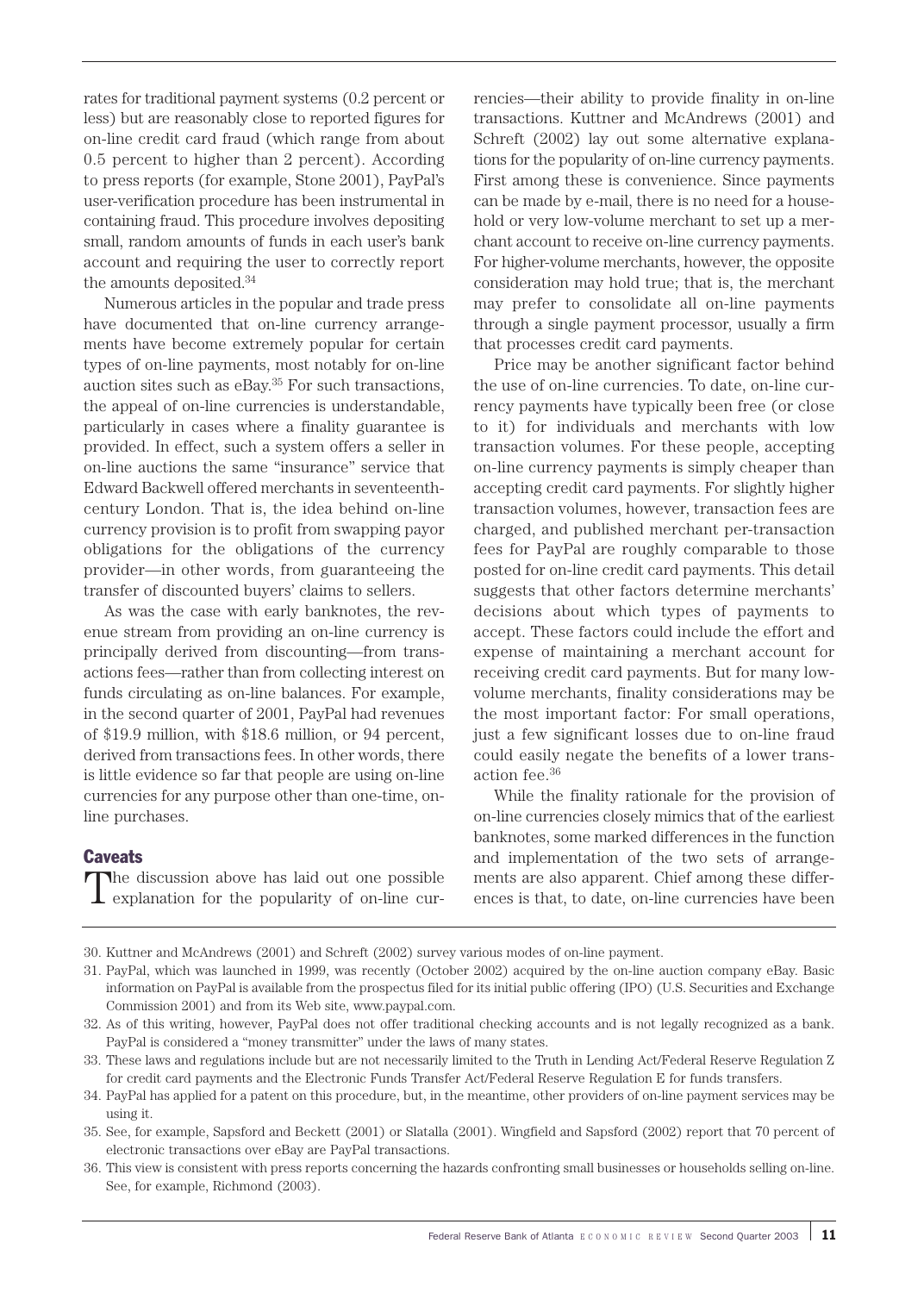rates for traditional payment systems (0.2 percent or less) but are reasonably close to reported figures for on-line credit card fraud (which range from about 0.5 percent to higher than 2 percent). According to press reports (for example, Stone 2001), PayPal's user-verification procedure has been instrumental in containing fraud. This procedure involves depositing small, random amounts of funds in each user's bank account and requiring the user to correctly report the amounts deposited.[34]

Numerous articles in the popular and trade press have documented that on-line currency arrangements have become extremely popular for certain types of on-line payments, most notably for on-line auction sites such as eBay.[35] For such transactions, the appeal of on-line currencies is understandable, particularly in cases where a finality guarantee is provided. In effect, such a system offers a seller in on-line auctions the same "insurance" service that Edward Backwell offered merchants in seventeenth-century London. That is, the idea behind on-line currency provision is to profit from swapping payor obligations for the obligations of the currency provider—in other words, from guaranteeing the transfer of discounted buyers' claims to sellers.

As was the case with early banknotes, the revenue stream from providing an on-line currency is principally derived from discounting—from transactions fees—rather than from collecting interest on funds circulating as on-line balances. For example, in the second quarter of 2001, PayPal had revenues of $19.9 million, with $18.6 million, or 94 percent, derived from transactions fees. In other words, there is little evidence so far that people are using on-line currencies for any purpose other than one-time, on-line purchases.

## Caveats

The discussion above has laid out one possible explanation for the popularity of on-line currencies—their ability to provide finality in on-line transactions. Kuttner and McAndrews (2001) and Schreft (2002) lay out some alternative explanations for the popularity of on-line currency payments. First among these is convenience. Since payments can be made by e-mail, there is no need for a household or very low-volume merchant to set up a merchant account to receive on-line currency payments. For higher-volume merchants, however, the opposite consideration may hold true; that is, the merchant may prefer to consolidate all on-line payments through a single payment processor, usually a firm that processes credit card payments.

Price may be another significant factor behind the use of on-line currencies. To date, on-line currency payments have typically been free (or close to it) for individuals and merchants with low transaction volumes. For these people, accepting on-line currency payments is simply cheaper than accepting credit card payments. For slightly higher transaction volumes, however, transaction fees are charged, and published merchant per-transaction fees for PayPal are roughly comparable to those posted for on-line credit card payments. This detail suggests that other factors determine merchants' decisions about which types of payments to accept. These factors could include the effort and expense of maintaining a merchant account for receiving credit card payments. But for many low-volume merchants, finality considerations may be the most important factor: For small operations, just a few significant losses due to on-line fraud could easily negate the benefits of a lower transaction fee.[36]

While the finality rationale for the provision of on-line currencies closely mimics that of the earliest banknotes, some marked differences in the function and implementation of the two sets of arrangements are also apparent. Chief among these differences is that, to date, on-line currencies have been

---

30. Kuttner and McAndrews (2001) and Schreft (2002) survey various modes of on-line payment.

31. PayPal, which was launched in 1999, was recently (October 2002) acquired by the on-line auction company eBay. Basic information on PayPal is available from the prospectus filed for its initial public offering (IPO) (U.S. Securities and Exchange Commission 2001) and from its Web site, www.paypal.com.

32. As of this writing, however, PayPal does not offer traditional checking accounts and is not legally recognized as a bank. PayPal is considered a "money transmitter" under the laws of many states.

33. These laws and regulations include but are not necessarily limited to the Truth in Lending Act/Federal Reserve Regulation Z for credit card payments and the Electronic Funds Transfer Act/Federal Reserve Regulation E for funds transfers.

34. PayPal has applied for a patent on this procedure, but, in the meantime, other providers of on-line payment services may be using it.

35. See, for example, Sapsford and Beckett (2001) or Slatalla (2001). Wingfield and Sapsford (2002) report that 70 percent of electronic transactions over eBay are PayPal transactions.

36. This view is consistent with press reports concerning the hazards confronting small businesses or households selling on-line. See, for example, Richmond (2003).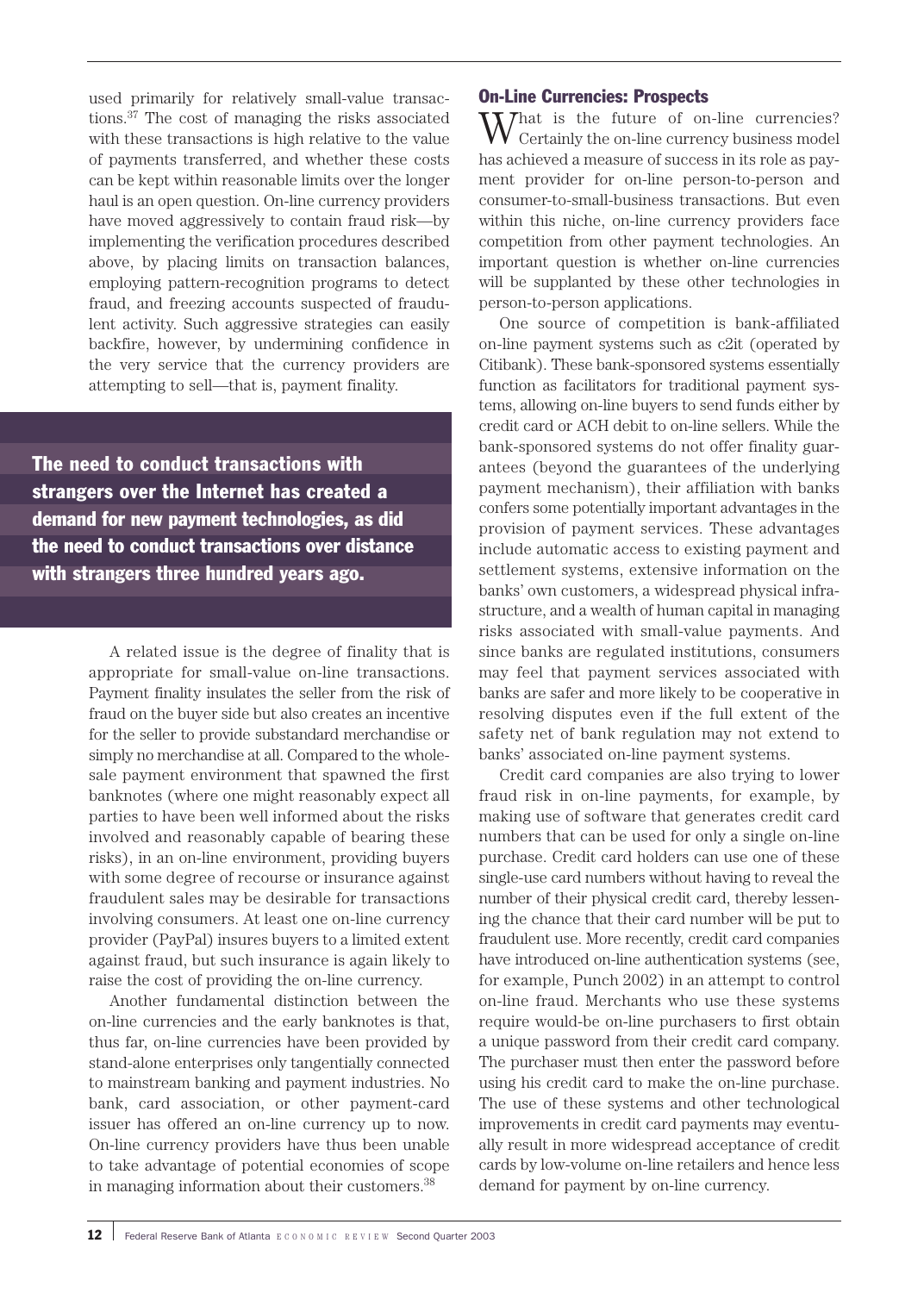used primarily for relatively small-value transactions.[37] The cost of managing the risks associated with these transactions is high relative to the value of payments transferred, and whether these costs can be kept within reasonable limits over the longer haul is an open question. On-line currency providers have moved aggressively to contain fraud risk—by implementing the verification procedures described above, by placing limits on transaction balances, employing pattern-recognition programs to detect fraud, and freezing accounts suspected of fraudulent activity. Such aggressive strategies can easily backfire, however, by undermining confidence in the very service that the currency providers are attempting to sell—that is, payment finality.

**The need to conduct transactions with strangers over the Internet has created a demand for new payment technologies, as did the need to conduct transactions over distance with strangers three hundred years ago.**

A related issue is the degree of finality that is appropriate for small-value on-line transactions. Payment finality insulates the seller from the risk of fraud on the buyer side but also creates an incentive for the seller to provide substandard merchandise or simply no merchandise at all. Compared to the wholesale payment environment that spawned the first banknotes (where one might reasonably expect all parties to have been well informed about the risks involved and reasonably capable of bearing these risks), in an on-line environment, providing buyers with some degree of recourse or insurance against fraudulent sales may be desirable for transactions involving consumers. At least one on-line currency provider (PayPal) insures buyers to a limited extent against fraud, but such insurance is again likely to raise the cost of providing the on-line currency.

Another fundamental distinction between the on-line currencies and the early banknotes is that, thus far, on-line currencies have been provided by stand-alone enterprises only tangentially connected to mainstream banking and payment industries. No bank, card association, or other payment-card issuer has offered an on-line currency up to now. On-line currency providers have thus been unable to take advantage of potential economies of scope in managing information about their customers.[38]

## On-Line Currencies: Prospects

What is the future of on-line currencies? Certainly the on-line currency business model has achieved a measure of success in its role as payment provider for on-line person-to-person and consumer-to-small-business transactions. But even within this niche, on-line currency providers face competition from other payment technologies. An important question is whether on-line currencies will be supplanted by these other technologies in person-to-person applications.

One source of competition is bank-affiliated on-line payment systems such as c2it (operated by Citibank). These bank-sponsored systems essentially function as facilitators for traditional payment systems, allowing on-line buyers to send funds either by credit card or ACH debit to on-line sellers. While the bank-sponsored systems do not offer finality guarantees (beyond the guarantees of the underlying payment mechanism), their affiliation with banks confers some potentially important advantages in the provision of payment services. These advantages include automatic access to existing payment and settlement systems, extensive information on the banks' own customers, a widespread physical infrastructure, and a wealth of human capital in managing risks associated with small-value payments. And since banks are regulated institutions, consumers may feel that payment services associated with banks are safer and more likely to be cooperative in resolving disputes even if the full extent of the safety net of bank regulation may not extend to banks' associated on-line payment systems.

Credit card companies are also trying to lower fraud risk in on-line payments, for example, by making use of software that generates credit card numbers that can be used for only a single on-line purchase. Credit card holders can use one of these single-use card numbers without having to reveal the number of their physical credit card, thereby lessening the chance that their card number will be put to fraudulent use. More recently, credit card companies have introduced on-line authentication systems (see, for example, Punch 2002) in an attempt to control on-line fraud. Merchants who use these systems require would-be on-line purchasers to first obtain a unique password from their credit card company. The purchaser must then enter the password before using his credit card to make the on-line purchase. The use of these systems and other technological improvements in credit card payments may eventually result in more widespread acceptance of credit cards by low-volume on-line retailers and hence less demand for payment by on-line currency.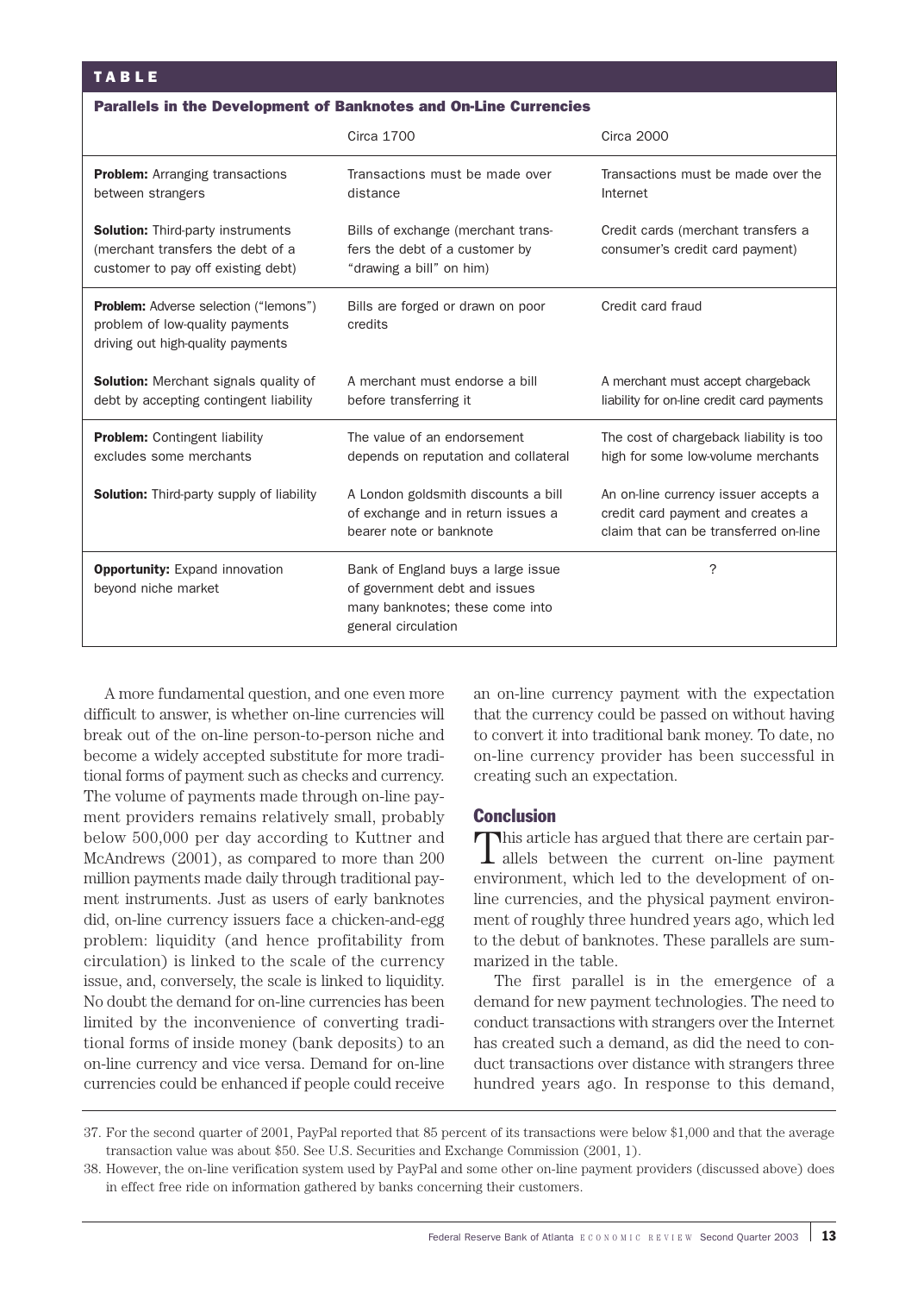**TABLE**

**Parallels in the Development of Banknotes and On-Line Currencies**

| | Circa 1700 | Circa 2000 |
|---|---|---|
| **Problem:** Arranging transactions between strangers | Transactions must be made over distance | Transactions must be made over the Internet |
| **Solution:** Third-party instruments (merchant transfers the debt of a customer to pay off existing debt) | Bills of exchange (merchant transfers the debt of a customer by "drawing a bill" on him) | Credit cards (merchant transfers a consumer's credit card payment) |
| **Problem:** Adverse selection ("lemons") problem of low-quality payments driving out high-quality payments | Bills are forged or drawn on poor credits | Credit card fraud |
| **Solution:** Merchant signals quality of debt by accepting contingent liability | A merchant must endorse a bill before transferring it | A merchant must accept chargeback liability for on-line credit card payments |
| **Problem:** Contingent liability excludes some merchants | The value of an endorsement depends on reputation and collateral | The cost of chargeback liability is too high for some low-volume merchants |
| **Solution:** Third-party supply of liability | A London goldsmith discounts a bill of exchange and in return issues a bearer note or banknote | An on-line currency issuer accepts a credit card payment and creates a claim that can be transferred on-line |
| **Opportunity:** Expand innovation beyond niche market | Bank of England buys a large issue of government debt and issues many banknotes; these come into general circulation | ? |

A more fundamental question, and one even more difficult to answer, is whether on-line currencies will break out of the on-line person-to-person niche and become a widely accepted substitute for more traditional forms of payment such as checks and currency. The volume of payments made through on-line payment providers remains relatively small, probably below 500,000 per day according to Kuttner and McAndrews (2001), as compared to more than 200 million payments made daily through traditional payment instruments. Just as users of early banknotes did, on-line currency issuers face a chicken-and-egg problem: liquidity (and hence profitability from circulation) is linked to the scale of the currency issue, and, conversely, the scale is linked to liquidity. No doubt the demand for on-line currencies has been limited by the inconvenience of converting traditional forms of inside money (bank deposits) to an on-line currency and vice versa. Demand for on-line currencies could be enhanced if people could receive an on-line currency payment with the expectation that the currency could be passed on without having to convert it into traditional bank money. To date, no on-line currency provider has been successful in creating such an expectation.

## Conclusion

This article has argued that there are certain parallels between the current on-line payment environment, which led to the development of on-line currencies, and the physical payment environment of roughly three hundred years ago, which led to the debut of banknotes. These parallels are summarized in the table.

The first parallel is in the emergence of a demand for new payment technologies. The need to conduct transactions with strangers over the Internet has created such a demand, as did the need to conduct transactions over distance with strangers three hundred years ago. In response to this demand,

---

37. For the second quarter of 2001, PayPal reported that 85 percent of its transactions were below $1,000 and that the average transaction value was about $50. See U.S. Securities and Exchange Commission (2001, 1).

38. However, the on-line verification system used by PayPal and some other on-line payment providers (discussed above) does in effect free ride on information gathered by banks concerning their customers.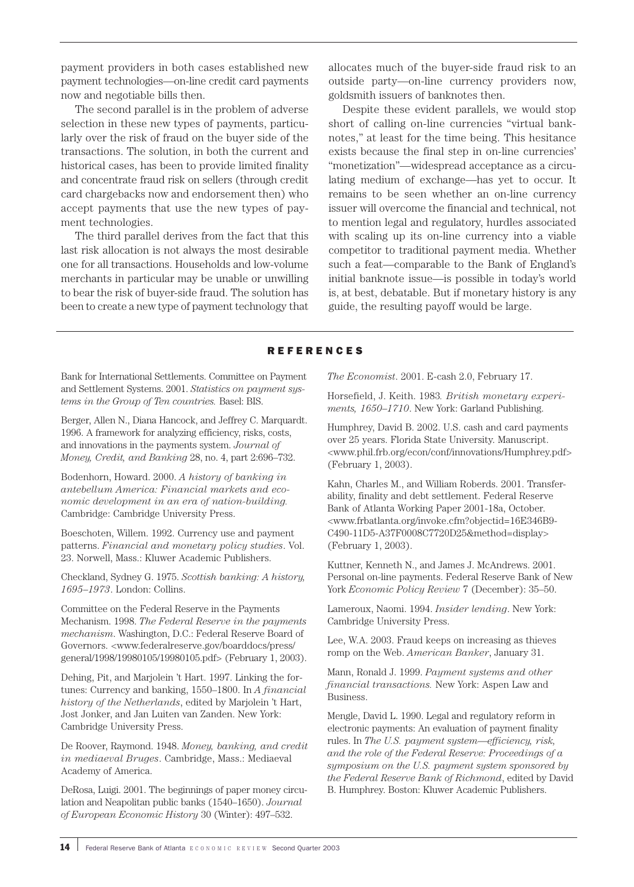payment providers in both cases established new payment technologies—on-line credit card payments now and negotiable bills then.

The second parallel is in the problem of adverse selection in these new types of payments, particularly over the risk of fraud on the buyer side of the transactions. The solution, in both the current and historical cases, has been to provide limited finality and concentrate fraud risk on sellers (through credit card chargebacks now and endorsement then) who accept payments that use the new types of payment technologies.

The third parallel derives from the fact that this last risk allocation is not always the most desirable one for all transactions. Households and low-volume merchants in particular may be unable or unwilling to bear the risk of buyer-side fraud. The solution has been to create a new type of payment technology that allocates much of the buyer-side fraud risk to an outside party—on-line currency providers now, goldsmith issuers of banknotes then.

Despite these evident parallels, we would stop short of calling on-line currencies "virtual banknotes," at least for the time being. This hesitance exists because the final step in on-line currencies' "monetization"—widespread acceptance as a circulating medium of exchange—has yet to occur. It remains to be seen whether an on-line currency issuer will overcome the financial and technical, not to mention legal and regulatory, hurdles associated with scaling up its on-line currency into a viable competitor to traditional payment media. Whether such a feat—comparable to the Bank of England's initial banknote issue—is possible in today's world is, at best, debatable. But if monetary history is any guide, the resulting payoff would be large.

## REFERENCES

Bank for International Settlements. Committee on Payment and Settlement Systems. 2001. *Statistics on payment systems in the Group of Ten countries.* Basel: BIS.

Berger, Allen N., Diana Hancock, and Jeffrey C. Marquardt. 1996. A framework for analyzing efficiency, risks, costs, and innovations in the payments system. *Journal of Money, Credit, and Banking* 28, no. 4, part 2:696–732.

Bodenhorn, Howard. 2000. *A history of banking in antebellum America: Financial markets and economic development in an era of nation-building.* Cambridge: Cambridge University Press.

Boeschoten, Willem. 1992. Currency use and payment patterns. *Financial and monetary policy studies*. Vol. 23. Norwell, Mass.: Kluwer Academic Publishers.

Checkland, Sydney G. 1975. *Scottish banking: A history, 1695–1973*. London: Collins.

Committee on the Federal Reserve in the Payments Mechanism. 1998. *The Federal Reserve in the payments mechanism.* Washington, D.C.: Federal Reserve Board of Governors. <www.federalreserve.gov/boarddocs/press/general/1998/19980105/19980105.pdf> (February 1, 2003).

Dehing, Pit, and Marjolein 't Hart. 1997. Linking the fortunes: Currency and banking, 1550–1800. In *A financial history of the Netherlands*, edited by Marjolein 't Hart, Jost Jonker, and Jan Luiten van Zanden. New York: Cambridge University Press.

De Roover, Raymond. 1948. *Money, banking, and credit in mediaeval Bruges*. Cambridge, Mass.: Mediaeval Academy of America.

DeRosa, Luigi. 2001. The beginnings of paper money circulation and Neapolitan public banks (1540–1650). *Journal of European Economic History* 30 (Winter): 497–532.

*The Economist*. 2001. E-cash 2.0, February 17.

Horsefield, J. Keith. 1983. *British monetary experiments, 1650–1710*. New York: Garland Publishing.

Humphrey, David B. 2002. U.S. cash and card payments over 25 years. Florida State University. Manuscript. <www.phil.frb.org/econ/conf/innovations/Humphrey.pdf> (February 1, 2003).

Kahn, Charles M., and William Roberds. 2001. Transferability, finality and debt settlement. Federal Reserve Bank of Atlanta Working Paper 2001-18a, October. <www.frbatlanta.org/invoke.cfm?objectid=16E346B9-C490-11D5-A37F0008C7720D25&method=display> (February 1, 2003).

Kuttner, Kenneth N., and James J. McAndrews. 2001. Personal on-line payments. Federal Reserve Bank of New York *Economic Policy Review* 7 (December): 35–50.

Lameroux, Naomi. 1994. *Insider lending*. New York: Cambridge University Press.

Lee, W.A. 2003. Fraud keeps on increasing as thieves romp on the Web. *American Banker*, January 31.

Mann, Ronald J. 1999. *Payment systems and other financial transactions.* New York: Aspen Law and Business.

Mengle, David L. 1990. Legal and regulatory reform in electronic payments: An evaluation of payment finality rules. In *The U.S. payment system—efficiency, risk, and the role of the Federal Reserve: Proceedings of a symposium on the U.S. payment system sponsored by the Federal Reserve Bank of Richmond*, edited by David B. Humphrey. Boston: Kluwer Academic Publishers.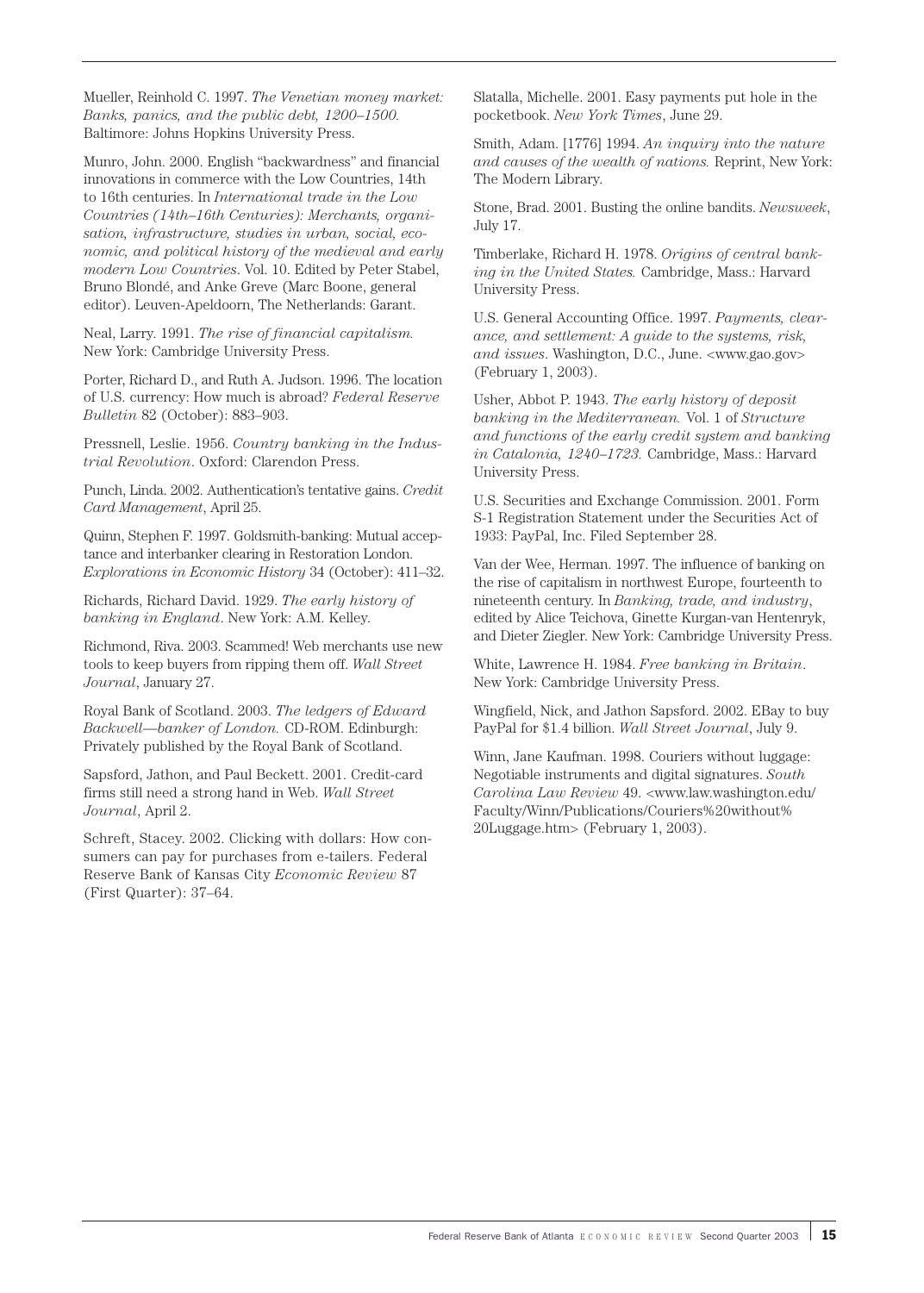Mueller, Reinhold C. 1997. *The Venetian money market: Banks, panics, and the public debt, 1200–1500.* Baltimore: Johns Hopkins University Press.

Munro, John. 2000. English "backwardness" and financial innovations in commerce with the Low Countries, 14th to 16th centuries. In *International trade in the Low Countries (14th–16th Centuries): Merchants, organisation, infrastructure, studies in urban, social, economic, and political history of the medieval and early modern Low Countries*. Vol. 10. Edited by Peter Stabel, Bruno Blondé, and Anke Greve (Marc Boone, general editor). Leuven-Apeldoorn, The Netherlands: Garant.

Neal, Larry. 1991. *The rise of financial capitalism.* New York: Cambridge University Press.

Porter, Richard D., and Ruth A. Judson. 1996. The location of U.S. currency: How much is abroad? *Federal Reserve Bulletin* 82 (October): 883–903.

Pressnell, Leslie. 1956. *Country banking in the Industrial Revolution*. Oxford: Clarendon Press.

Punch, Linda. 2002. Authentication's tentative gains. *Credit Card Management*, April 25.

Quinn, Stephen F. 1997. Goldsmith-banking: Mutual acceptance and interbanker clearing in Restoration London. *Explorations in Economic History* 34 (October): 411–32.

Richards, Richard David. 1929. *The early history of banking in England*. New York: A.M. Kelley.

Richmond, Riva. 2003. Scammed! Web merchants use new tools to keep buyers from ripping them off. *Wall Street Journal*, January 27.

Royal Bank of Scotland. 2003. *The ledgers of Edward Backwell—banker of London.* CD-ROM. Edinburgh: Privately published by the Royal Bank of Scotland.

Sapsford, Jathon, and Paul Beckett. 2001. Credit-card firms still need a strong hand in Web. *Wall Street Journal*, April 2.

Schreft, Stacey. 2002. Clicking with dollars: How consumers can pay for purchases from e-tailers. Federal Reserve Bank of Kansas City *Economic Review* 87 (First Quarter): 37–64.

Slatalla, Michelle. 2001. Easy payments put hole in the pocketbook. *New York Times*, June 29.

Smith, Adam. [1776] 1994. *An inquiry into the nature and causes of the wealth of nations.* Reprint, New York: The Modern Library.

Stone, Brad. 2001. Busting the online bandits. *Newsweek*, July 17.

Timberlake, Richard H. 1978. *Origins of central banking in the United States.* Cambridge, Mass.: Harvard University Press.

U.S. General Accounting Office. 1997. *Payments, clearance, and settlement: A guide to the systems, risk, and issues*. Washington, D.C., June. <www.gao.gov> (February 1, 2003).

Usher, Abbot P. 1943. *The early history of deposit banking in the Mediterranean.* Vol. 1 of *Structure and functions of the early credit system and banking in Catalonia, 1240–1723.* Cambridge, Mass.: Harvard University Press.

U.S. Securities and Exchange Commission. 2001. Form S-1 Registration Statement under the Securities Act of 1933: PayPal, Inc. Filed September 28.

Van der Wee, Herman. 1997. The influence of banking on the rise of capitalism in northwest Europe, fourteenth to nineteenth century. In *Banking, trade, and industry*, edited by Alice Teichova, Ginette Kurgan-van Hentenryk, and Dieter Ziegler. New York: Cambridge University Press.

White, Lawrence H. 1984. *Free banking in Britain*. New York: Cambridge University Press.

Wingfield, Nick, and Jathon Sapsford. 2002. EBay to buy PayPal for $1.4 billion. *Wall Street Journal*, July 9.

Winn, Jane Kaufman. 1998. Couriers without luggage: Negotiable instruments and digital signatures. *South Carolina Law Review* 49. <www.law.washington.edu/Faculty/Winn/Publications/Couriers%20without%20Luggage.htm> (February 1, 2003).